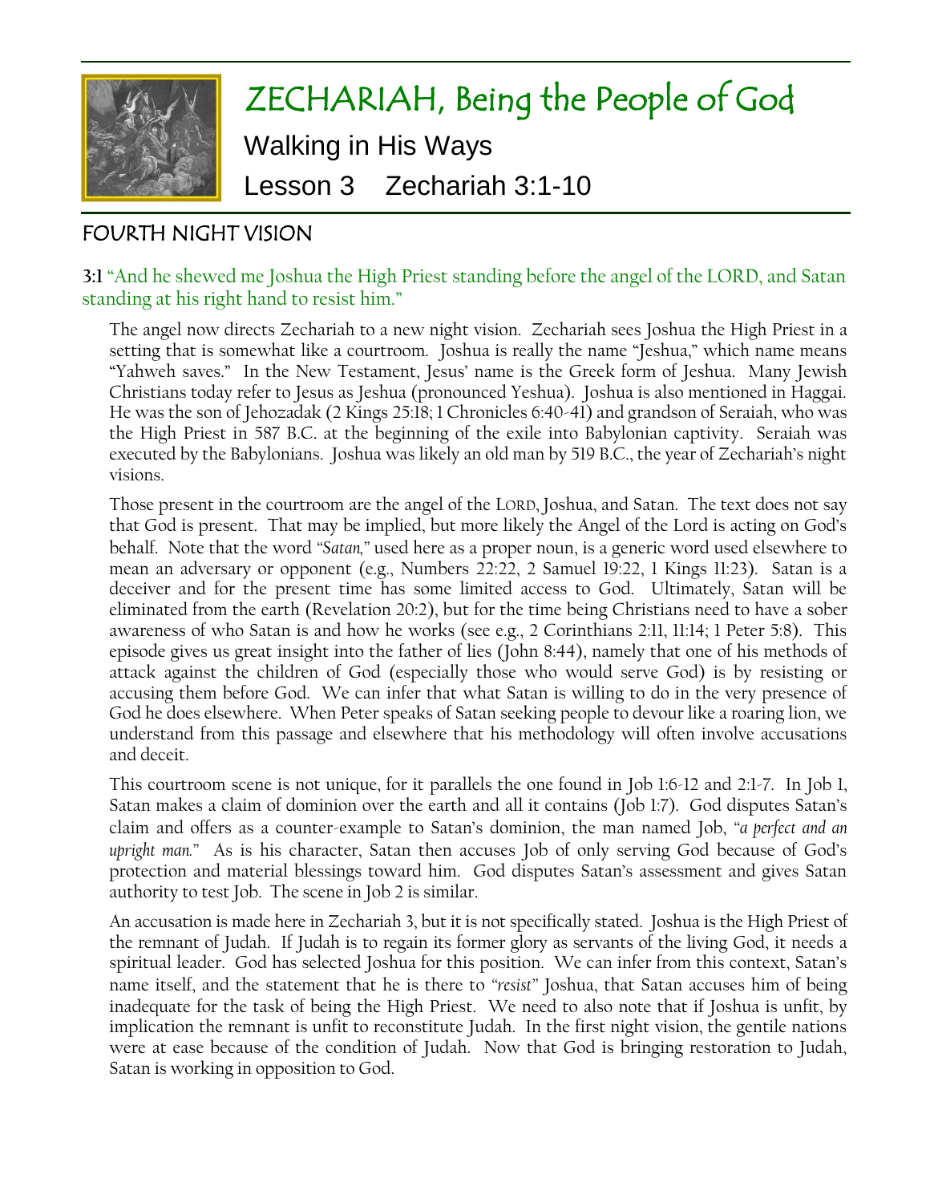# ZECHARIAH, Being the People of God

## Walking in His Ways

## Lesson 3 Zechariah 3:1-10

### FOURTH NIGHT VISION

**3:1** "And he shewed me Joshua the High Priest standing before the angel of the LORD, and Satan standing at his right hand to resist him."

The angel now directs Zechariah to a new night vision. Zechariah sees Joshua the High Priest in a setting that is somewhat like a courtroom. Joshua is really the name "Jeshua," which name means "Yahweh saves." In the New Testament, Jesus' name is the Greek form of Jeshua. Many Jewish Christians today refer to Jesus as Jeshua (pronounced Yeshua). Joshua is also mentioned in Haggai. He was the son of Jehozadak (2 Kings 25:18; 1 Chronicles 6:40-41) and grandson of Seraiah, who was the High Priest in 587 B.C. at the beginning of the exile into Babylonian captivity. Seraiah was executed by the Babylonians. Joshua was likely an old man by 519 B.C., the year of Zechariah's night visions.

Those present in the courtroom are the angel of the LORD, Joshua, and Satan. The text does not say that God is present. That may be implied, but more likely the Angel of the Lord is acting on God's behalf. Note that the word "*Satan*," used here as a proper noun, is a generic word used elsewhere to mean an adversary or opponent (e.g., Numbers 22:22, 2 Samuel 19:22, 1 Kings 11:23). Satan is a deceiver and for the present time has some limited access to God. Ultimately, Satan will be eliminated from the earth (Revelation 20:2), but for the time being Christians need to have a sober awareness of who Satan is and how he works (see e.g., 2 Corinthians 2:11, 11:14; 1 Peter 5:8). This episode gives us great insight into the father of lies (John 8:44), namely that one of his methods of attack against the children of God (especially those who would serve God) is by resisting or accusing them before God. We can infer that what Satan is willing to do in the very presence of God he does elsewhere. When Peter speaks of Satan seeking people to devour like a roaring lion, we understand from this passage and elsewhere that his methodology will often involve accusations and deceit.

This courtroom scene is not unique, for it parallels the one found in Job 1:6-12 and 2:1-7. In Job 1, Satan makes a claim of dominion over the earth and all it contains (Job 1:7). God disputes Satan's claim and offers as a counter-example to Satan's dominion, the man named Job, "*a perfect and an upright man.*" As is his character, Satan then accuses Job of only serving God because of God's protection and material blessings toward him. God disputes Satan's assessment and gives Satan authority to test Job. The scene in Job 2 is similar.

An accusation is made here in Zechariah 3, but it is not specifically stated. Joshua is the High Priest of the remnant of Judah. If Judah is to regain its former glory as servants of the living God, it needs a spiritual leader. God has selected Joshua for this position. We can infer from this context, Satan's name itself, and the statement that he is there to "*resist*" Joshua, that Satan accuses him of being inadequate for the task of being the High Priest. We need to also note that if Joshua is unfit, by implication the remnant is unfit to reconstitute Judah. In the first night vision, the gentile nations were at ease because of the condition of Judah. Now that God is bringing restoration to Judah, Satan is working in opposition to God.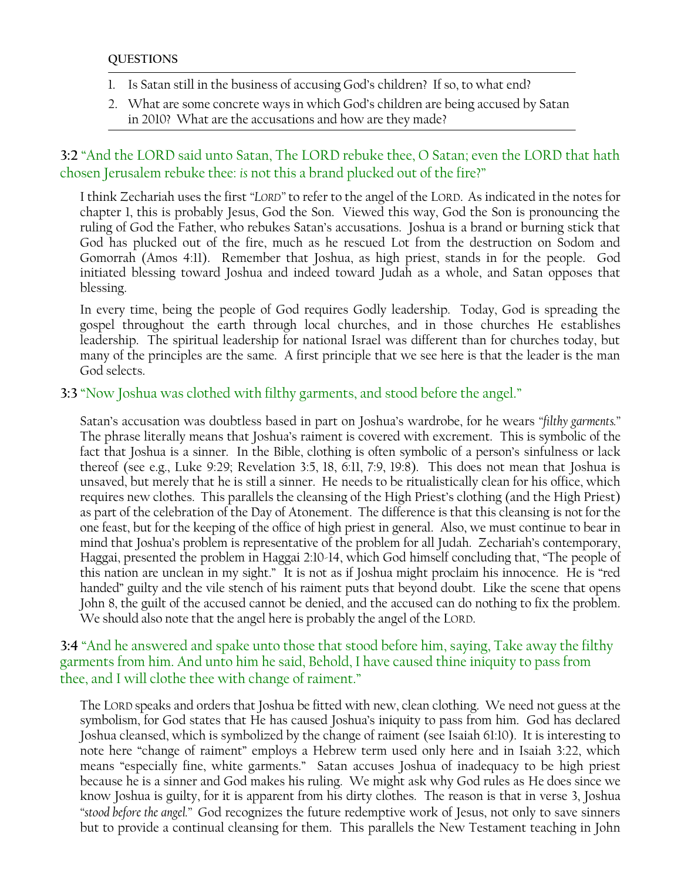**QUESTIONS**

1. Is Satan still in the business of accusing God's children? If so, to what end?
2. What are some concrete ways in which God's children are being accused by Satan in 2010? What are the accusations and how are they made?

**3:2** "And the LORD said unto Satan, The LORD rebuke thee, O Satan; even the LORD that hath chosen Jerusalem rebuke thee: *is* not this a brand plucked out of the fire?"

I think Zechariah uses the first "*LORD*" to refer to the angel of the LORD. As indicated in the notes for chapter 1, this is probably Jesus, God the Son. Viewed this way, God the Son is pronouncing the ruling of God the Father, who rebukes Satan's accusations. Joshua is a brand or burning stick that God has plucked out of the fire, much as he rescued Lot from the destruction on Sodom and Gomorrah (Amos 4:11). Remember that Joshua, as high priest, stands in for the people. God initiated blessing toward Joshua and indeed toward Judah as a whole, and Satan opposes that blessing.

In every time, being the people of God requires Godly leadership. Today, God is spreading the gospel throughout the earth through local churches, and in those churches He establishes leadership. The spiritual leadership for national Israel was different than for churches today, but many of the principles are the same. A first principle that we see here is that the leader is the man God selects.

**3:3** "Now Joshua was clothed with filthy garments, and stood before the angel."

Satan's accusation was doubtless based in part on Joshua's wardrobe, for he wears "*filthy garments.*" The phrase literally means that Joshua's raiment is covered with excrement. This is symbolic of the fact that Joshua is a sinner. In the Bible, clothing is often symbolic of a person's sinfulness or lack thereof (see e.g., Luke 9:29; Revelation 3:5, 18, 6:11, 7:9, 19:8). This does not mean that Joshua is unsaved, but merely that he is still a sinner. He needs to be ritualistically clean for his office, which requires new clothes. This parallels the cleansing of the High Priest's clothing (and the High Priest) as part of the celebration of the Day of Atonement. The difference is that this cleansing is not for the one feast, but for the keeping of the office of high priest in general. Also, we must continue to bear in mind that Joshua's problem is representative of the problem for all Judah. Zechariah's contemporary, Haggai, presented the problem in Haggai 2:10-14, which God himself concluding that, "The people of this nation are unclean in my sight." It is not as if Joshua might proclaim his innocence. He is "red handed" guilty and the vile stench of his raiment puts that beyond doubt. Like the scene that opens John 8, the guilt of the accused cannot be denied, and the accused can do nothing to fix the problem. We should also note that the angel here is probably the angel of the LORD.

**3:4** "And he answered and spake unto those that stood before him, saying, Take away the filthy garments from him. And unto him he said, Behold, I have caused thine iniquity to pass from thee, and I will clothe thee with change of raiment."

The LORD speaks and orders that Joshua be fitted with new, clean clothing. We need not guess at the symbolism, for God states that He has caused Joshua's iniquity to pass from him. God has declared Joshua cleansed, which is symbolized by the change of raiment (see Isaiah 61:10). It is interesting to note here "change of raiment" employs a Hebrew term used only here and in Isaiah 3:22, which means "especially fine, white garments." Satan accuses Joshua of inadequacy to be high priest because he is a sinner and God makes his ruling. We might ask why God rules as He does since we know Joshua is guilty, for it is apparent from his dirty clothes. The reason is that in verse 3, Joshua "*stood before the angel.*" God recognizes the future redemptive work of Jesus, not only to save sinners but to provide a continual cleansing for them. This parallels the New Testament teaching in John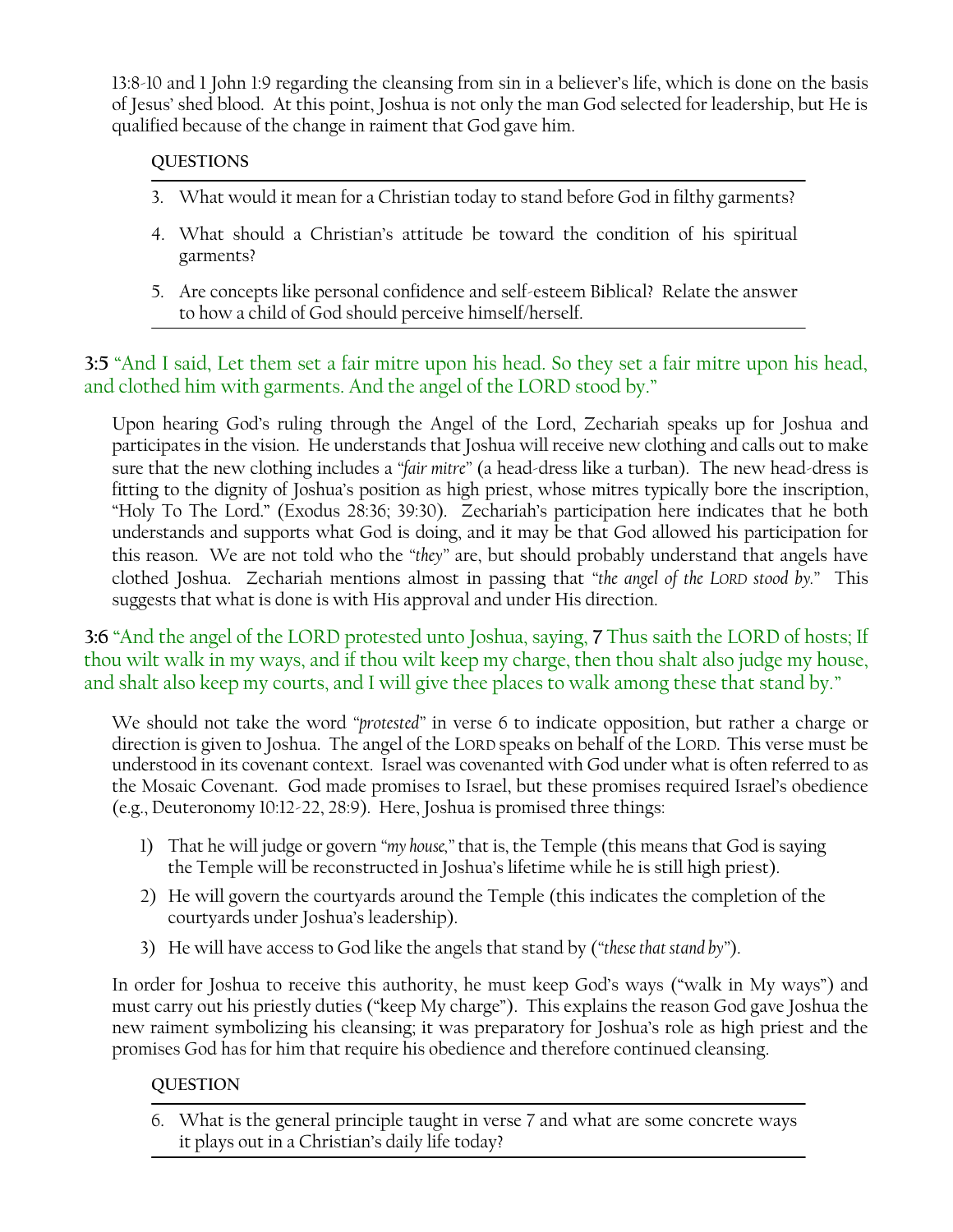13:8-10 and 1 John 1:9 regarding the cleansing from sin in a believer's life, which is done on the basis of Jesus' shed blood. At this point, Joshua is not only the man God selected for leadership, but He is qualified because of the change in raiment that God gave him.

**QUESTIONS**

3. What would it mean for a Christian today to stand before God in filthy garments?
4. What should a Christian's attitude be toward the condition of his spiritual garments?
5. Are concepts like personal confidence and self-esteem Biblical? Relate the answer to how a child of God should perceive himself/herself.

**3:5** "And I said, Let them set a fair mitre upon his head. So they set a fair mitre upon his head, and clothed him with garments. And the angel of the LORD stood by."

Upon hearing God's ruling through the Angel of the Lord, Zechariah speaks up for Joshua and participates in the vision. He understands that Joshua will receive new clothing and calls out to make sure that the new clothing includes a "*fair mitre*" (a head-dress like a turban). The new head-dress is fitting to the dignity of Joshua's position as high priest, whose mitres typically bore the inscription, "Holy To The Lord." (Exodus 28:36; 39:30). Zechariah's participation here indicates that he both understands and supports what God is doing, and it may be that God allowed his participation for this reason. We are not told who the "*they*" are, but should probably understand that angels have clothed Joshua. Zechariah mentions almost in passing that "*the angel of the LORD stood by.*" This suggests that what is done is with His approval and under His direction.

**3:6** "And the angel of the LORD protested unto Joshua, saying, **7** Thus saith the LORD of hosts; If thou wilt walk in my ways, and if thou wilt keep my charge, then thou shalt also judge my house, and shalt also keep my courts, and I will give thee places to walk among these that stand by."

We should not take the word "*protested*" in verse 6 to indicate opposition, but rather a charge or direction is given to Joshua. The angel of the LORD speaks on behalf of the LORD. This verse must be understood in its covenant context. Israel was covenanted with God under what is often referred to as the Mosaic Covenant. God made promises to Israel, but these promises required Israel's obedience (e.g., Deuteronomy 10:12-22, 28:9). Here, Joshua is promised three things:

1) That he will judge or govern "*my house,*" that is, the Temple (this means that God is saying the Temple will be reconstructed in Joshua's lifetime while he is still high priest).
2) He will govern the courtyards around the Temple (this indicates the completion of the courtyards under Joshua's leadership).
3) He will have access to God like the angels that stand by ("*these that stand by*").

In order for Joshua to receive this authority, he must keep God's ways ("walk in My ways") and must carry out his priestly duties ("keep My charge"). This explains the reason God gave Joshua the new raiment symbolizing his cleansing; it was preparatory for Joshua's role as high priest and the promises God has for him that require his obedience and therefore continued cleansing.

**QUESTION**

6. What is the general principle taught in verse 7 and what are some concrete ways it plays out in a Christian's daily life today?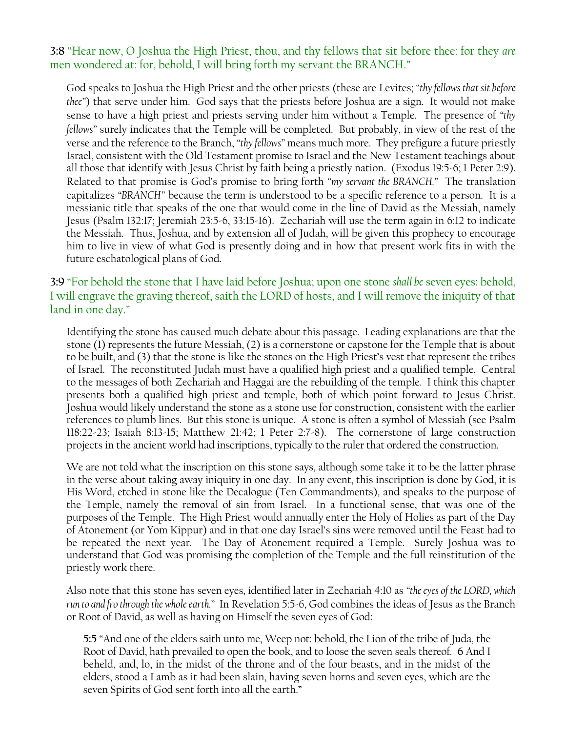**3:8** "Hear now, O Joshua the High Priest, thou, and thy fellows that sit before thee: for they *are* men wondered at: for, behold, I will bring forth my servant the BRANCH."

God speaks to Joshua the High Priest and the other priests (these are Levites; "*thy fellows that sit before thee*") that serve under him. God says that the priests before Joshua are a sign. It would not make sense to have a high priest and priests serving under him without a Temple. The presence of "*thy fellows*" surely indicates that the Temple will be completed. But probably, in view of the rest of the verse and the reference to the Branch, "*thy fellows*" means much more. They prefigure a future priestly Israel, consistent with the Old Testament promise to Israel and the New Testament teachings about all those that identify with Jesus Christ by faith being a priestly nation. (Exodus 19:5-6; 1 Peter 2:9). Related to that promise is God's promise to bring forth "*my servant the BRANCH*." The translation capitalizes "*BRANCH*" because the term is understood to be a specific reference to a person. It is a messianic title that speaks of the one that would come in the line of David as the Messiah, namely Jesus (Psalm 132:17; Jeremiah 23:5-6, 33:15-16). Zechariah will use the term again in 6:12 to indicate the Messiah. Thus, Joshua, and by extension all of Judah, will be given this prophecy to encourage him to live in view of what God is presently doing and in how that present work fits in with the future eschatological plans of God.

**3:9** "For behold the stone that I have laid before Joshua; upon one stone *shall be* seven eyes: behold, I will engrave the graving thereof, saith the LORD of hosts, and I will remove the iniquity of that land in one day."

Identifying the stone has caused much debate about this passage. Leading explanations are that the stone (1) represents the future Messiah, (2) is a cornerstone or capstone for the Temple that is about to be built, and (3) that the stone is like the stones on the High Priest's vest that represent the tribes of Israel. The reconstituted Judah must have a qualified high priest and a qualified temple. Central to the messages of both Zechariah and Haggai are the rebuilding of the temple. I think this chapter presents both a qualified high priest and temple, both of which point forward to Jesus Christ. Joshua would likely understand the stone as a stone use for construction, consistent with the earlier references to plumb lines. But this stone is unique. A stone is often a symbol of Messiah (see Psalm 118:22-23; Isaiah 8:13-15; Matthew 21:42; 1 Peter 2:7-8). The cornerstone of large construction projects in the ancient world had inscriptions, typically to the ruler that ordered the construction.

We are not told what the inscription on this stone says, although some take it to be the latter phrase in the verse about taking away iniquity in one day. In any event, this inscription is done by God, it is His Word, etched in stone like the Decalogue (Ten Commandments), and speaks to the purpose of the Temple, namely the removal of sin from Israel. In a functional sense, that was one of the purposes of the Temple. The High Priest would annually enter the Holy of Holies as part of the Day of Atonement (or Yom Kippur) and in that one day Israel's sins were removed until the Feast had to be repeated the next year. The Day of Atonement required a Temple. Surely Joshua was to understand that God was promising the completion of the Temple and the full reinstitution of the priestly work there.

Also note that this stone has seven eyes, identified later in Zechariah 4:10 as "*the eyes of the LORD, which run to and fro through the whole earth.*" In Revelation 5:5-6, God combines the ideas of Jesus as the Branch or Root of David, as well as having on Himself the seven eyes of God:

> **5:5** "And one of the elders saith unto me, Weep not: behold, the Lion of the tribe of Juda, the Root of David, hath prevailed to open the book, and to loose the seven seals thereof. **6** And I beheld, and, lo, in the midst of the throne and of the four beasts, and in the midst of the elders, stood a Lamb as it had been slain, having seven horns and seven eyes, which are the seven Spirits of God sent forth into all the earth."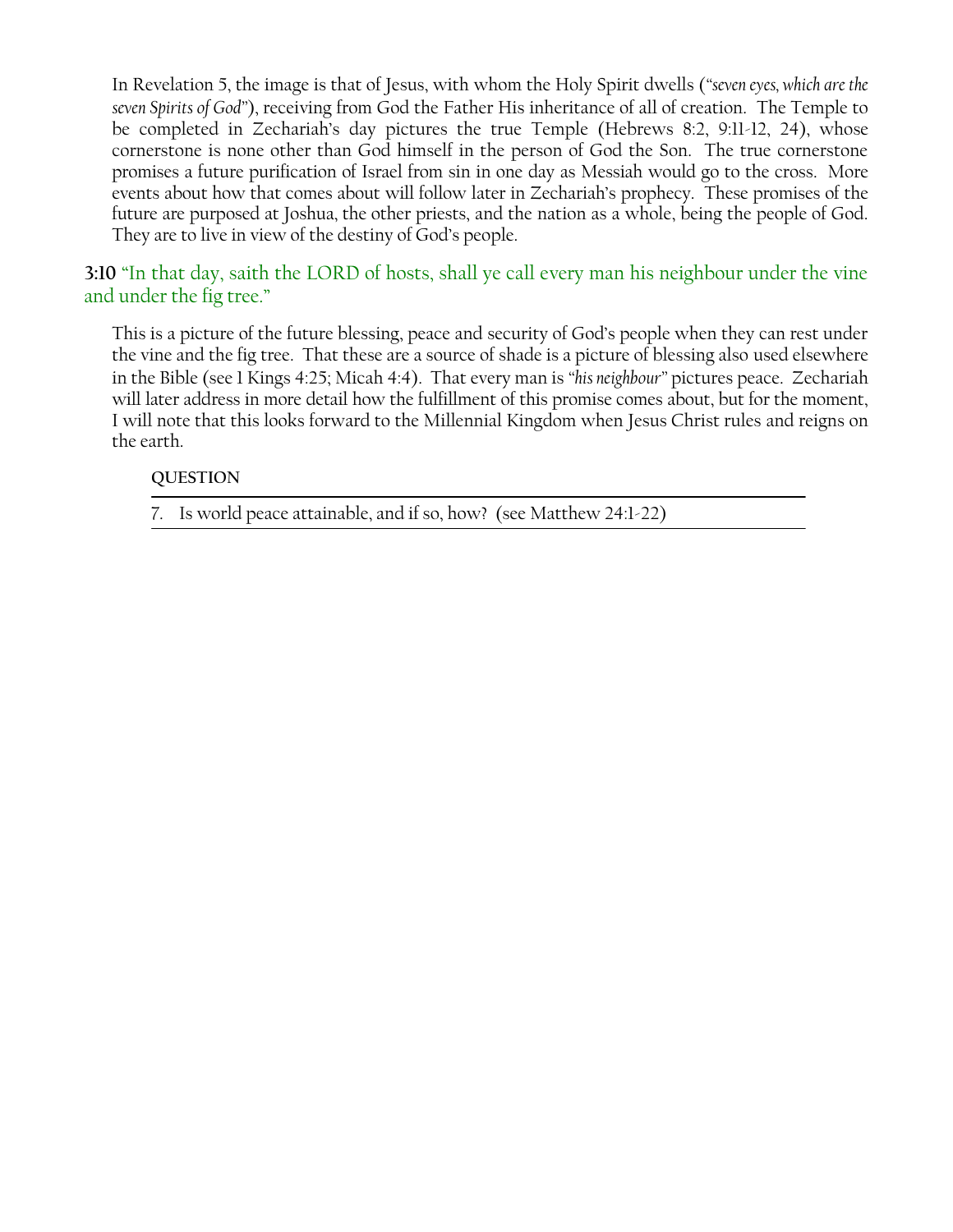In Revelation 5, the image is that of Jesus, with whom the Holy Spirit dwells (*"seven eyes, which are the seven Spirits of God"*), receiving from God the Father His inheritance of all of creation. The Temple to be completed in Zechariah's day pictures the true Temple (Hebrews 8:2, 9:11-12, 24), whose cornerstone is none other than God himself in the person of God the Son. The true cornerstone promises a future purification of Israel from sin in one day as Messiah would go to the cross. More events about how that comes about will follow later in Zechariah's prophecy. These promises of the future are purposed at Joshua, the other priests, and the nation as a whole, being the people of God. They are to live in view of the destiny of God's people.

**3:10** "In that day, saith the LORD of hosts, shall ye call every man his neighbour under the vine and under the fig tree."

This is a picture of the future blessing, peace and security of God's people when they can rest under the vine and the fig tree. That these are a source of shade is a picture of blessing also used elsewhere in the Bible (see 1 Kings 4:25; Micah 4:4). That every man is *"his neighbour"* pictures peace. Zechariah will later address in more detail how the fulfillment of this promise comes about, but for the moment, I will note that this looks forward to the Millennial Kingdom when Jesus Christ rules and reigns on the earth.

**QUESTION**

7. Is world peace attainable, and if so, how? (see Matthew 24:1-22)